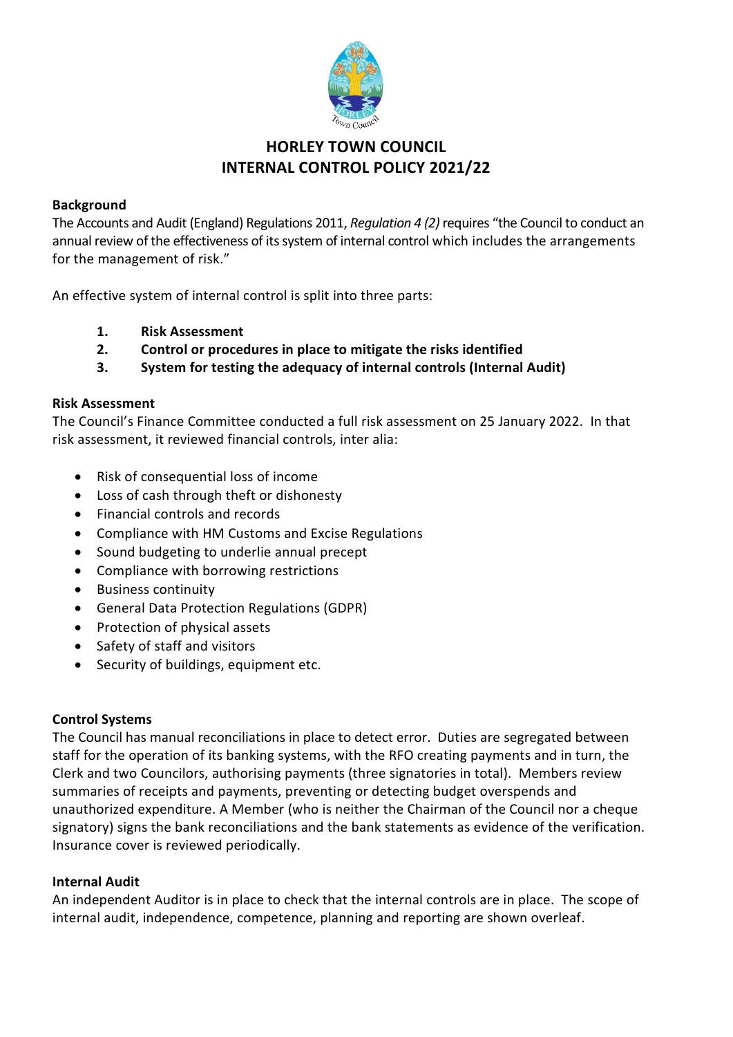# HORLEY TOWN COUNCIL
# INTERNAL CONTROL POLICY 2021/22

**Background**

The Accounts and Audit (England) Regulations 2011, *Regulation 4 (2)* requires "the Council to conduct an annual review of the effectiveness of its system of internal control which includes the arrangements for the management of risk."

An effective system of internal control is split into three parts:

1. **Risk Assessment**
2. **Control or procedures in place to mitigate the risks identified**
3. **System for testing the adequacy of internal controls (Internal Audit)**

**Risk Assessment**

The Council's Finance Committee conducted a full risk assessment on 25 January 2022. In that risk assessment, it reviewed financial controls, inter alia:

- Risk of consequential loss of income
- Loss of cash through theft or dishonesty
- Financial controls and records
- Compliance with HM Customs and Excise Regulations
- Sound budgeting to underlie annual precept
- Compliance with borrowing restrictions
- Business continuity
- General Data Protection Regulations (GDPR)
- Protection of physical assets
- Safety of staff and visitors
- Security of buildings, equipment etc.

**Control Systems**

The Council has manual reconciliations in place to detect error. Duties are segregated between staff for the operation of its banking systems, with the RFO creating payments and in turn, the Clerk and two Councilors, authorising payments (three signatories in total). Members review summaries of receipts and payments, preventing or detecting budget overspends and unauthorized expenditure. A Member (who is neither the Chairman of the Council nor a cheque signatory) signs the bank reconciliations and the bank statements as evidence of the verification. Insurance cover is reviewed periodically.

**Internal Audit**

An independent Auditor is in place to check that the internal controls are in place. The scope of internal audit, independence, competence, planning and reporting are shown overleaf.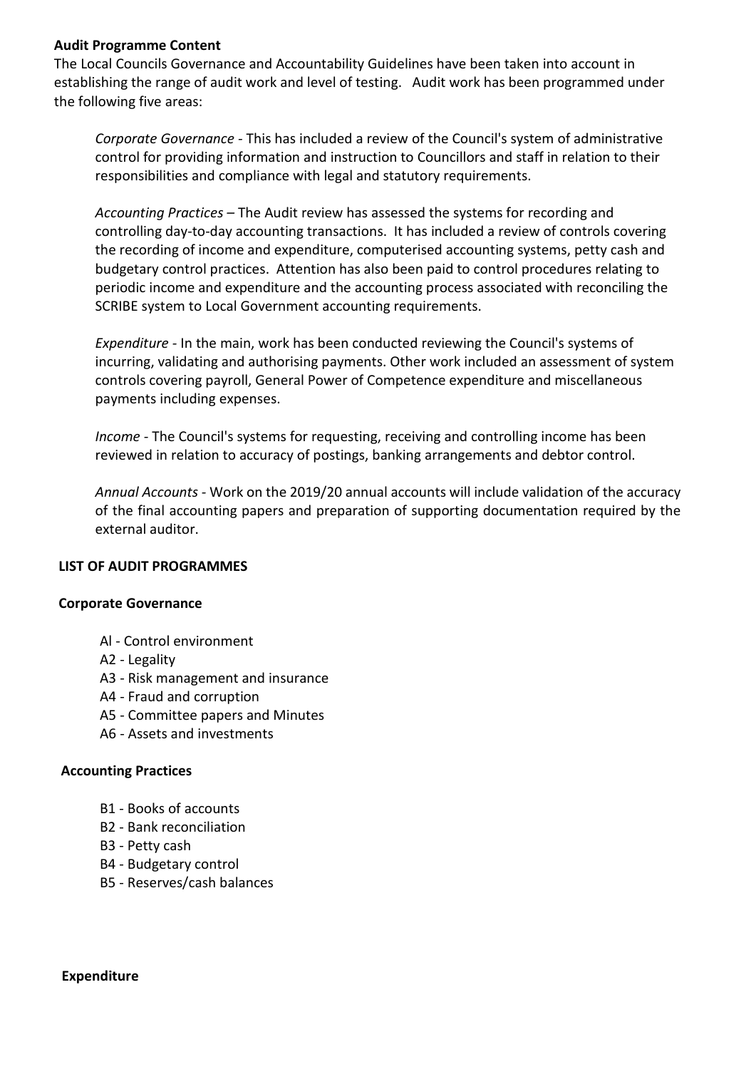**Audit Programme Content**

The Local Councils Governance and Accountability Guidelines have been taken into account in establishing the range of audit work and level of testing. Audit work has been programmed under the following five areas:

*Corporate Governance* - This has included a review of the Council's system of administrative control for providing information and instruction to Councillors and staff in relation to their responsibilities and compliance with legal and statutory requirements.

*Accounting Practices* – The Audit review has assessed the systems for recording and controlling day-to-day accounting transactions. It has included a review of controls covering the recording of income and expenditure, computerised accounting systems, petty cash and budgetary control practices. Attention has also been paid to control procedures relating to periodic income and expenditure and the accounting process associated with reconciling the SCRIBE system to Local Government accounting requirements.

*Expenditure* - In the main, work has been conducted reviewing the Council's systems of incurring, validating and authorising payments. Other work included an assessment of system controls covering payroll, General Power of Competence expenditure and miscellaneous payments including expenses.

*Income* - The Council's systems for requesting, receiving and controlling income has been reviewed in relation to accuracy of postings, banking arrangements and debtor control.

*Annual Accounts* - Work on the 2019/20 annual accounts will include validation of the accuracy of the final accounting papers and preparation of supporting documentation required by the external auditor.

**LIST OF AUDIT PROGRAMMES**

**Corporate Governance**

- Al - Control environment
- A2 - Legality
- A3 - Risk management and insurance
- A4 - Fraud and corruption
- A5 - Committee papers and Minutes
- A6 - Assets and investments

**Accounting Practices**

- B1 - Books of accounts
- B2 - Bank reconciliation
- B3 - Petty cash
- B4 - Budgetary control
- B5 - Reserves/cash balances

**Expenditure**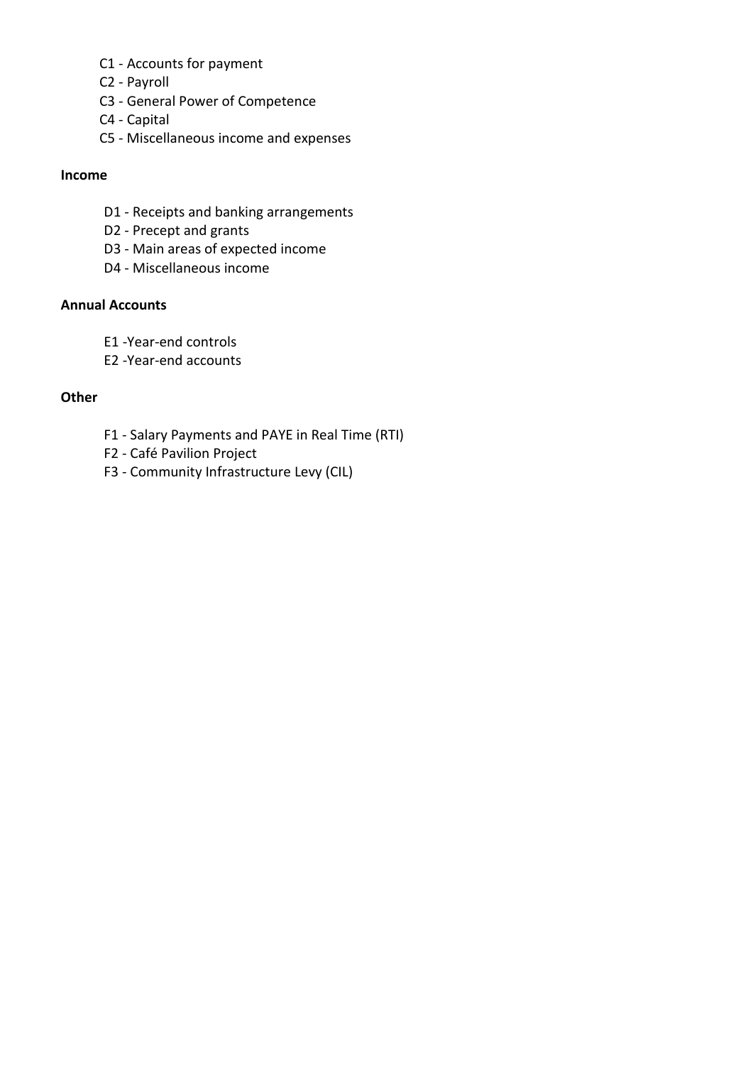- C1 - Accounts for payment
- C2 - Payroll
- C3 - General Power of Competence
- C4 - Capital
- C5 - Miscellaneous income and expenses

**Income**

- D1 - Receipts and banking arrangements
- D2 - Precept and grants
- D3 - Main areas of expected income
- D4 - Miscellaneous income

**Annual Accounts**

- E1 -Year-end controls
- E2 -Year-end accounts

**Other**

- F1 - Salary Payments and PAYE in Real Time (RTI)
- F2 - Café Pavilion Project
- F3 - Community Infrastructure Levy (CIL)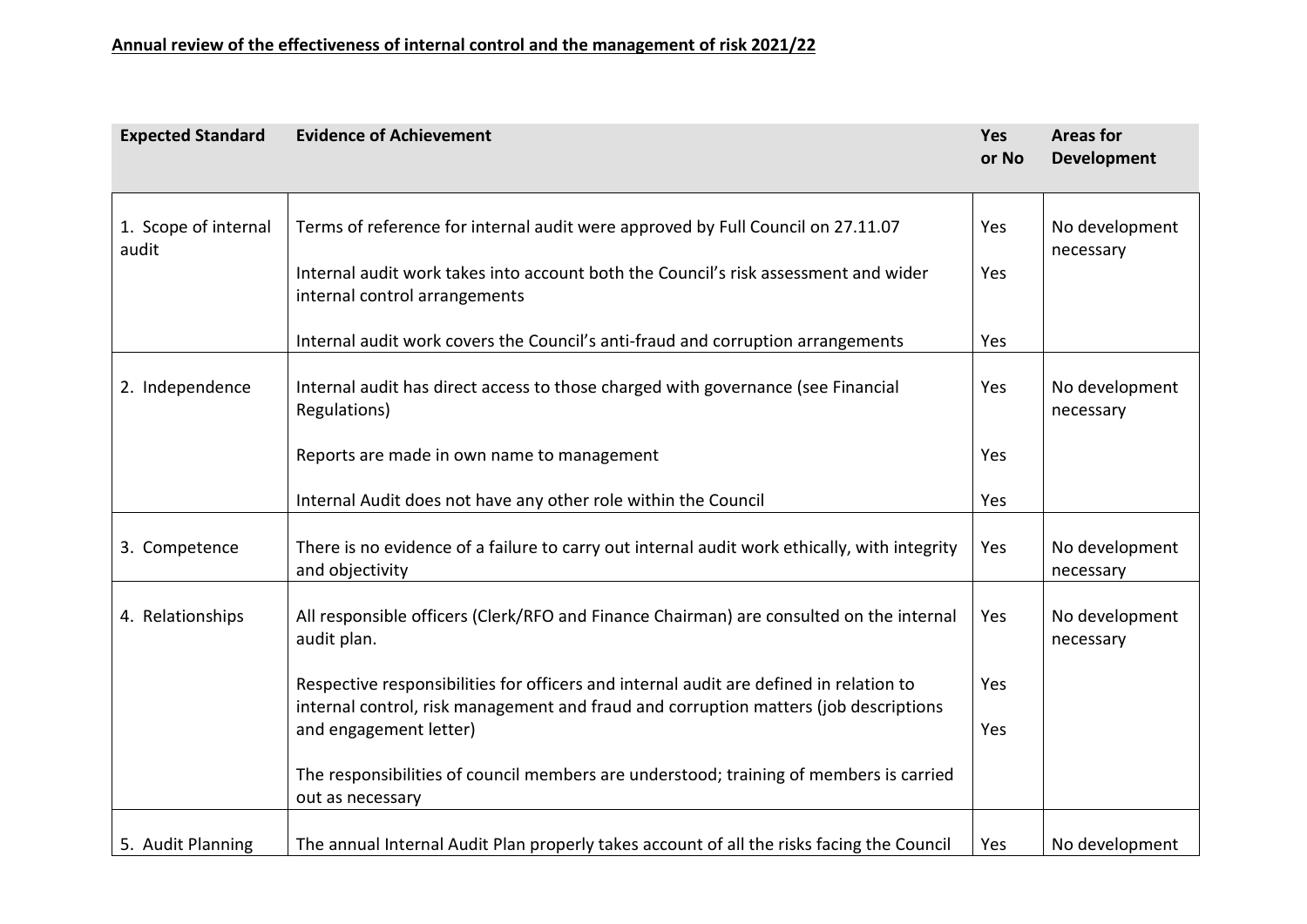**Annual review of the effectiveness of internal control and the management of risk 2021/22**

| Expected Standard | Evidence of Achievement | Yes or No | Areas for Development |
|---|---|---|---|
| 1. Scope of internal audit | Terms of reference for internal audit were approved by Full Council on 27.11.07 | Yes | No development necessary |
| | Internal audit work takes into account both the Council's risk assessment and wider internal control arrangements | Yes | |
| | Internal audit work covers the Council's anti-fraud and corruption arrangements | Yes | |
| 2. Independence | Internal audit has direct access to those charged with governance (see Financial Regulations) | Yes | No development necessary |
| | Reports are made in own name to management | Yes | |
| | Internal Audit does not have any other role within the Council | Yes | |
| 3. Competence | There is no evidence of a failure to carry out internal audit work ethically, with integrity and objectivity | Yes | No development necessary |
| 4. Relationships | All responsible officers (Clerk/RFO and Finance Chairman) are consulted on the internal audit plan. | Yes | No development necessary |
| | Respective responsibilities for officers and internal audit are defined in relation to internal control, risk management and fraud and corruption matters (job descriptions and engagement letter) | Yes | |
| | The responsibilities of council members are understood; training of members is carried out as necessary | Yes | |
| 5. Audit Planning | The annual Internal Audit Plan properly takes account of all the risks facing the Council | Yes | No development |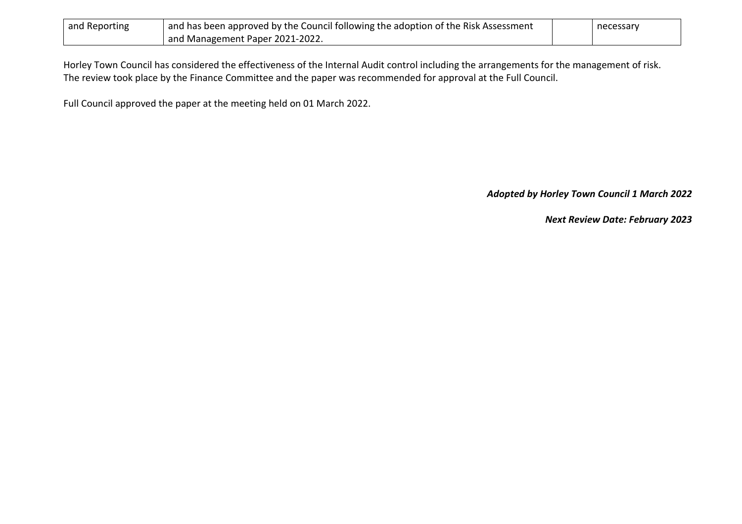| | | | |
|---|---|---|---|
| and Reporting | and has been approved by the Council following the adoption of the Risk Assessment and Management Paper 2021-2022. | | necessary |

Horley Town Council has considered the effectiveness of the Internal Audit control including the arrangements for the management of risk. The review took place by the Finance Committee and the paper was recommended for approval at the Full Council.

Full Council approved the paper at the meeting held on 01 March 2022.

***Adopted by Horley Town Council 1 March 2022***

***Next Review Date: February 2023***